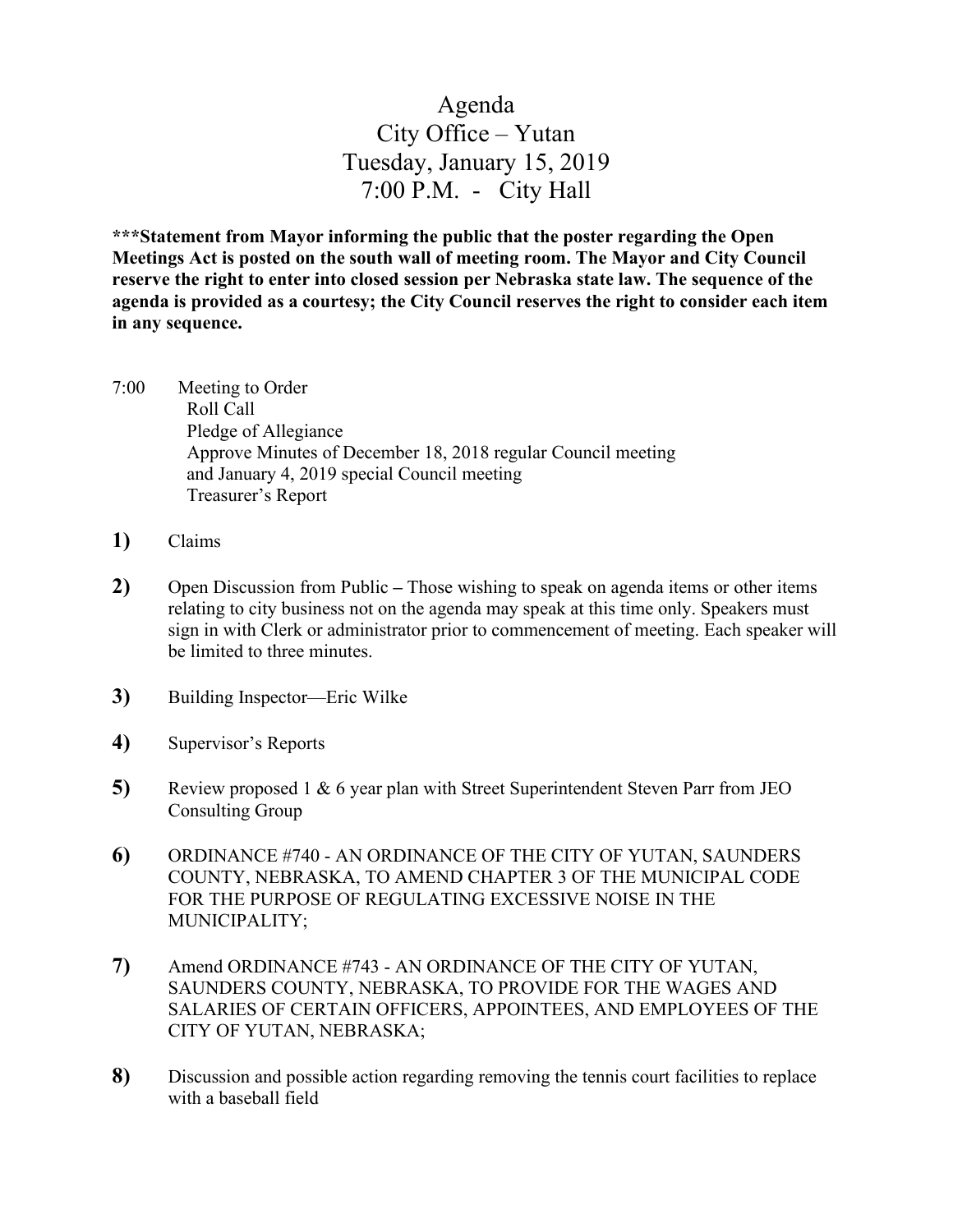# Agenda
## City Office – Yutan
## Tuesday, January 15, 2019
## 7:00 P.M. - City Hall

**\*\*\*Statement from Mayor informing the public that the poster regarding the Open Meetings Act is posted on the south wall of meeting room. The Mayor and City Council reserve the right to enter into closed session per Nebraska state law. The sequence of the agenda is provided as a courtesy; the City Council reserves the right to consider each item in any sequence.**

7:00 Meeting to Order
- Roll Call
- Pledge of Allegiance
- Approve Minutes of December 18, 2018 regular Council meeting and January 4, 2019 special Council meeting
- Treasurer's Report

**1)** Claims

**2)** Open Discussion from Public – Those wishing to speak on agenda items or other items relating to city business not on the agenda may speak at this time only. Speakers must sign in with Clerk or administrator prior to commencement of meeting. Each speaker will be limited to three minutes.

**3)** Building Inspector—Eric Wilke

**4)** Supervisor's Reports

**5)** Review proposed 1 & 6 year plan with Street Superintendent Steven Parr from JEO Consulting Group

**6)** ORDINANCE #740 - AN ORDINANCE OF THE CITY OF YUTAN, SAUNDERS COUNTY, NEBRASKA, TO AMEND CHAPTER 3 OF THE MUNICIPAL CODE FOR THE PURPOSE OF REGULATING EXCESSIVE NOISE IN THE MUNICIPALITY;

**7)** Amend ORDINANCE #743 - AN ORDINANCE OF THE CITY OF YUTAN, SAUNDERS COUNTY, NEBRASKA, TO PROVIDE FOR THE WAGES AND SALARIES OF CERTAIN OFFICERS, APPOINTEES, AND EMPLOYEES OF THE CITY OF YUTAN, NEBRASKA;

**8)** Discussion and possible action regarding removing the tennis court facilities to replace with a baseball field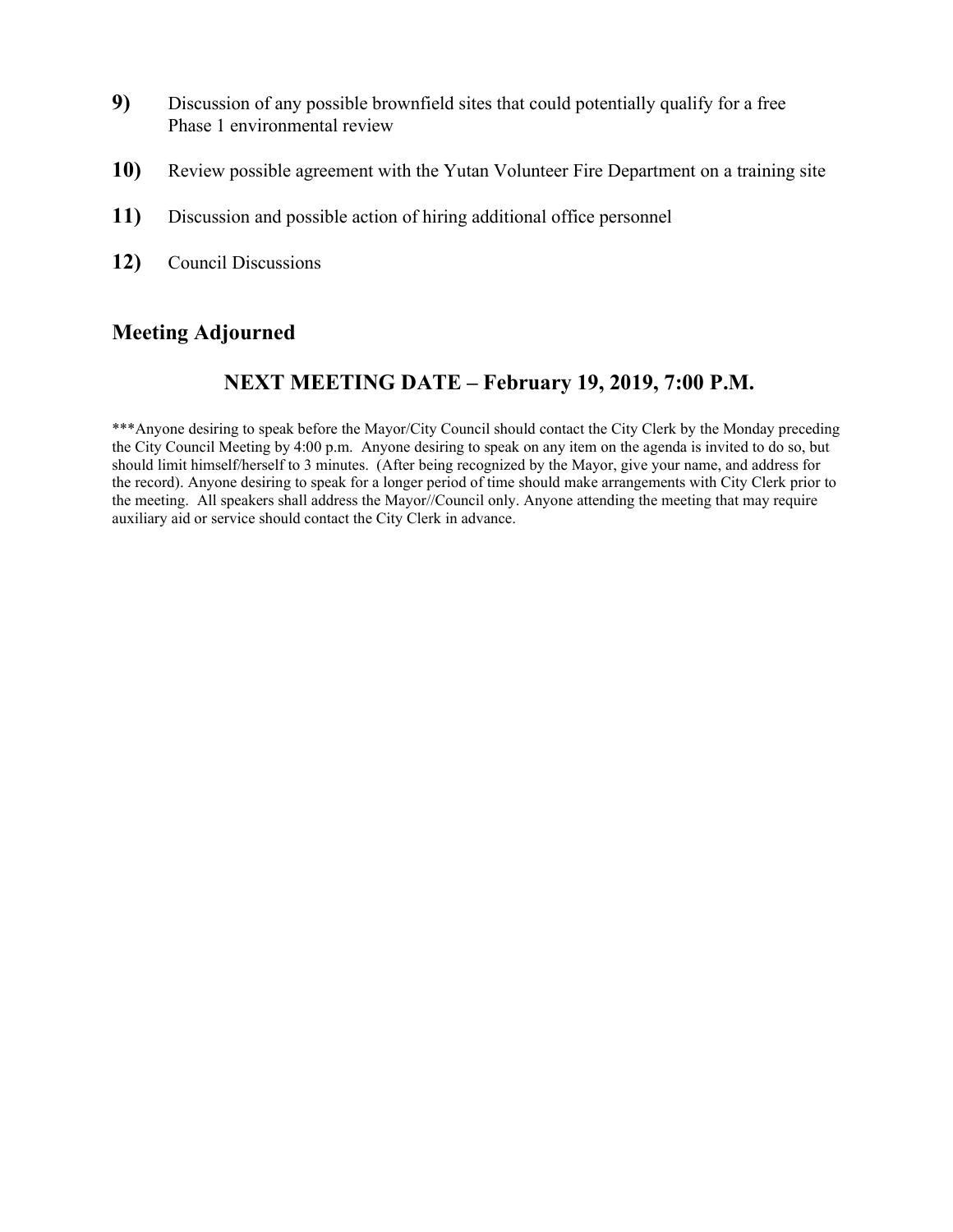**9)** Discussion of any possible brownfield sites that could potentially qualify for a free Phase 1 environmental review

**10)** Review possible agreement with the Yutan Volunteer Fire Department on a training site

**11)** Discussion and possible action of hiring additional office personnel

**12)** Council Discussions

## Meeting Adjourned

## NEXT MEETING DATE – February 19, 2019, 7:00 P.M.

***Anyone desiring to speak before the Mayor/City Council should contact the City Clerk by the Monday preceding the City Council Meeting by 4:00 p.m. Anyone desiring to speak on any item on the agenda is invited to do so, but should limit himself/herself to 3 minutes. (After being recognized by the Mayor, give your name, and address for the record). Anyone desiring to speak for a longer period of time should make arrangements with City Clerk prior to the meeting. All speakers shall address the Mayor//Council only. Anyone attending the meeting that may require auxiliary aid or service should contact the City Clerk in advance.